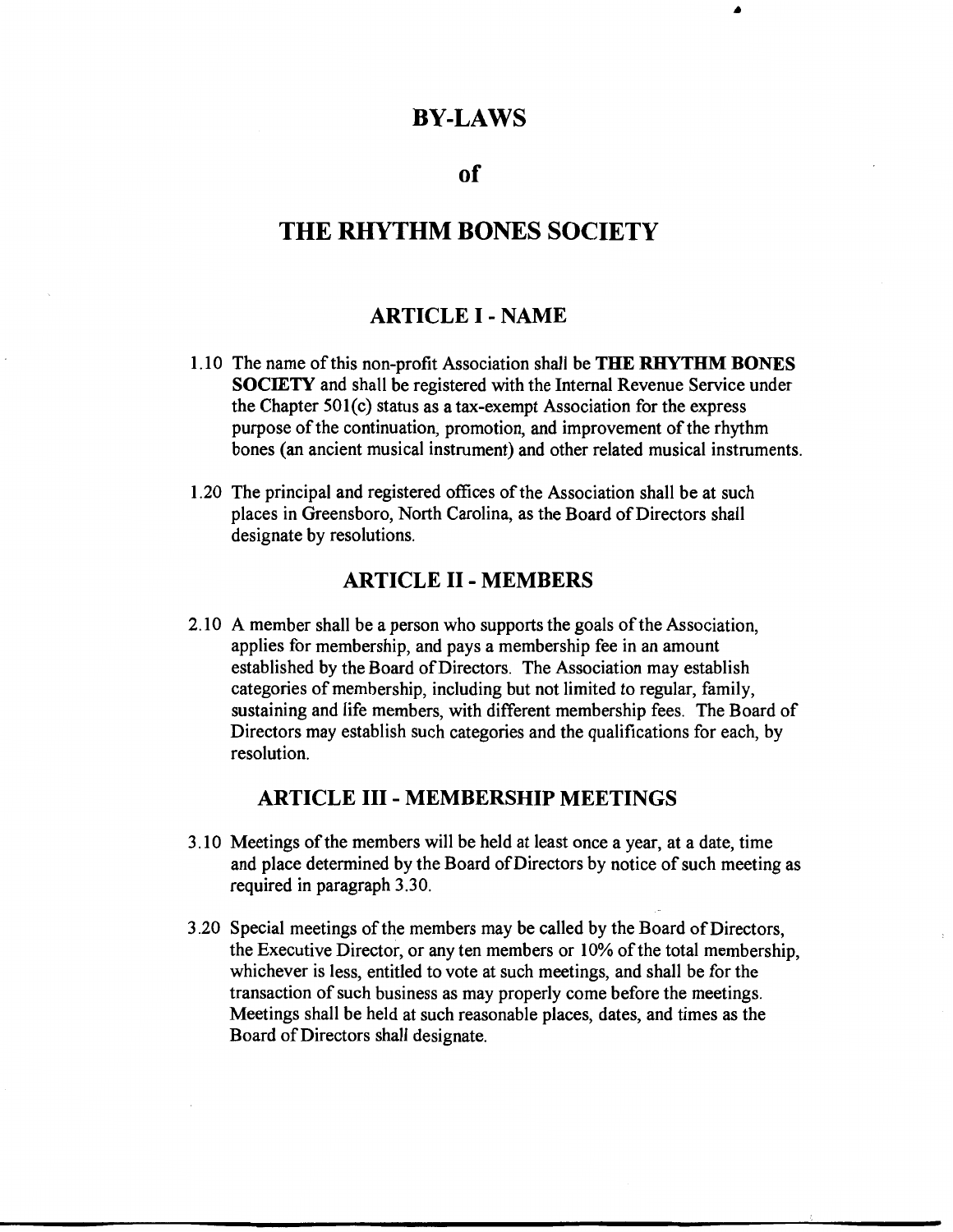# BY-LAWS

# of

# THE RHYTHM BONES SOCIETY

## ARTICLE I - NAME

1.10 The name of this non-profit Association shall be **THE RHYTHM BONES SOCIETY** and shall be registered with the Internal Revenue Service under the Chapter 501(c) status as a tax-exempt Association for the express purpose of the continuation, promotion, and improvement of the rhythm bones (an ancient musical instrument) and other related musical instruments.

1.20 The principal and registered offices of the Association shall be at such places in Greensboro, North Carolina, as the Board of Directors shall designate by resolutions.

## ARTICLE II - MEMBERS

2.10 A member shall be a person who supports the goals of the Association, applies for membership, and pays a membership fee in an amount established by the Board of Directors. The Association may establish categories of membership, including but not limited to regular, family, sustaining and life members, with different membership fees. The Board of Directors may establish such categories and the qualifications for each, by resolution.

## ARTICLE III - MEMBERSHIP MEETINGS

3.10 Meetings of the members will be held at least once a year, at a date, time and place determined by the Board of Directors by notice of such meeting as required in paragraph 3.30.

3.20 Special meetings of the members may be called by the Board of Directors, the Executive Director, or any ten members or 10% of the total membership, whichever is less, entitled to vote at such meetings, and shall be for the transaction of such business as may properly come before the meetings. Meetings shall be held at such reasonable places, dates, and times as the Board of Directors shall designate.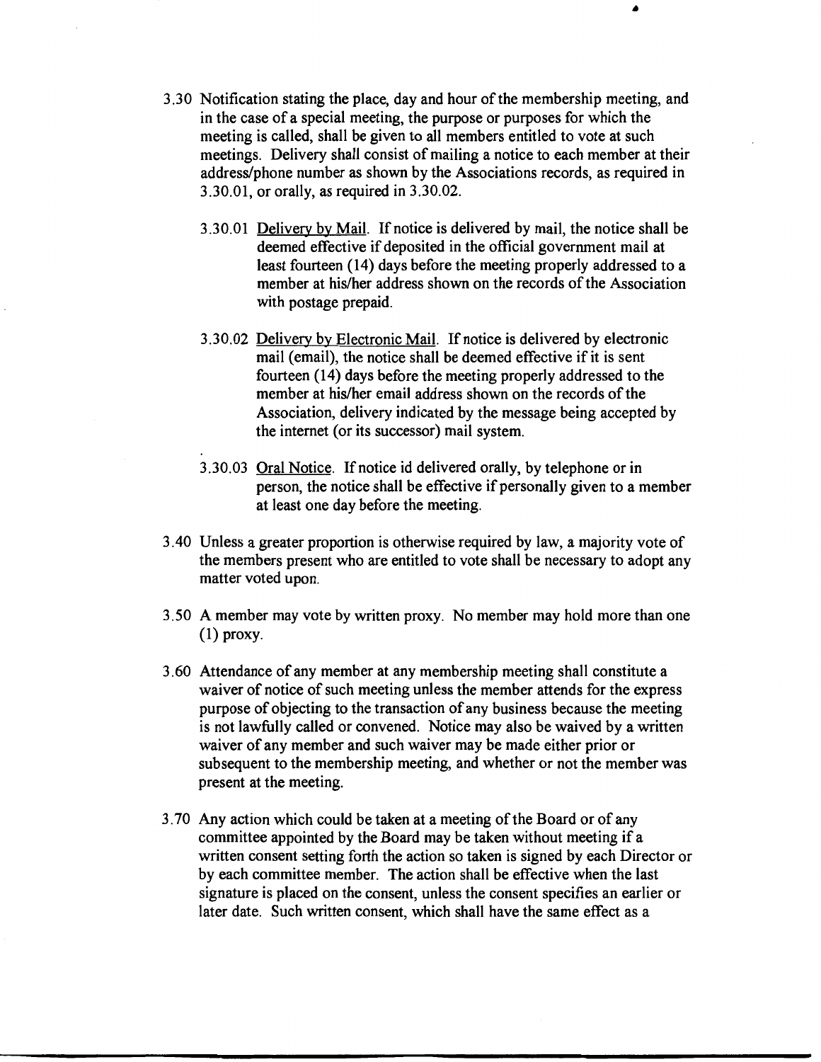3.30 Notification stating the place, day and hour of the membership meeting, and in the case of a special meeting, the purpose or purposes for which the meeting is called, shall be given to all members entitled to vote at such meetings. Delivery shall consist of mailing a notice to each member at their address/phone number as shown by the Associations records, as required in 3.30.01, or orally, as required in 3.30.02.

3.30.01 Delivery by Mail. If notice is delivered by mail, the notice shall be deemed effective if deposited in the official government mail at least fourteen (14) days before the meeting properly addressed to a member at his/her address shown on the records of the Association with postage prepaid.

3.30.02 Delivery by Electronic Mail. If notice is delivered by electronic mail (email), the notice shall be deemed effective if it is sent fourteen (14) days before the meeting properly addressed to the member at his/her email address shown on the records of the Association, delivery indicated by the message being accepted by the internet (or its successor) mail system.

3.30.03 Oral Notice. If notice id delivered orally, by telephone or in person, the notice shall be effective if personally given to a member at least one day before the meeting.

3.40 Unless a greater proportion is otherwise required by law, a majority vote of the members present who are entitled to vote shall be necessary to adopt any matter voted upon.

3.50 A member may vote by written proxy. No member may hold more than one (1) proxy.

3.60 Attendance of any member at any membership meeting shall constitute a waiver of notice of such meeting unless the member attends for the express purpose of objecting to the transaction of any business because the meeting is not lawfully called or convened. Notice may also be waived by a written waiver of any member and such waiver may be made either prior or subsequent to the membership meeting, and whether or not the member was present at the meeting.

3.70 Any action which could be taken at a meeting of the Board or of any committee appointed by the Board may be taken without meeting if a written consent setting forth the action so taken is signed by each Director or by each committee member. The action shall be effective when the last signature is placed on the consent, unless the consent specifies an earlier or later date. Such written consent, which shall have the same effect as a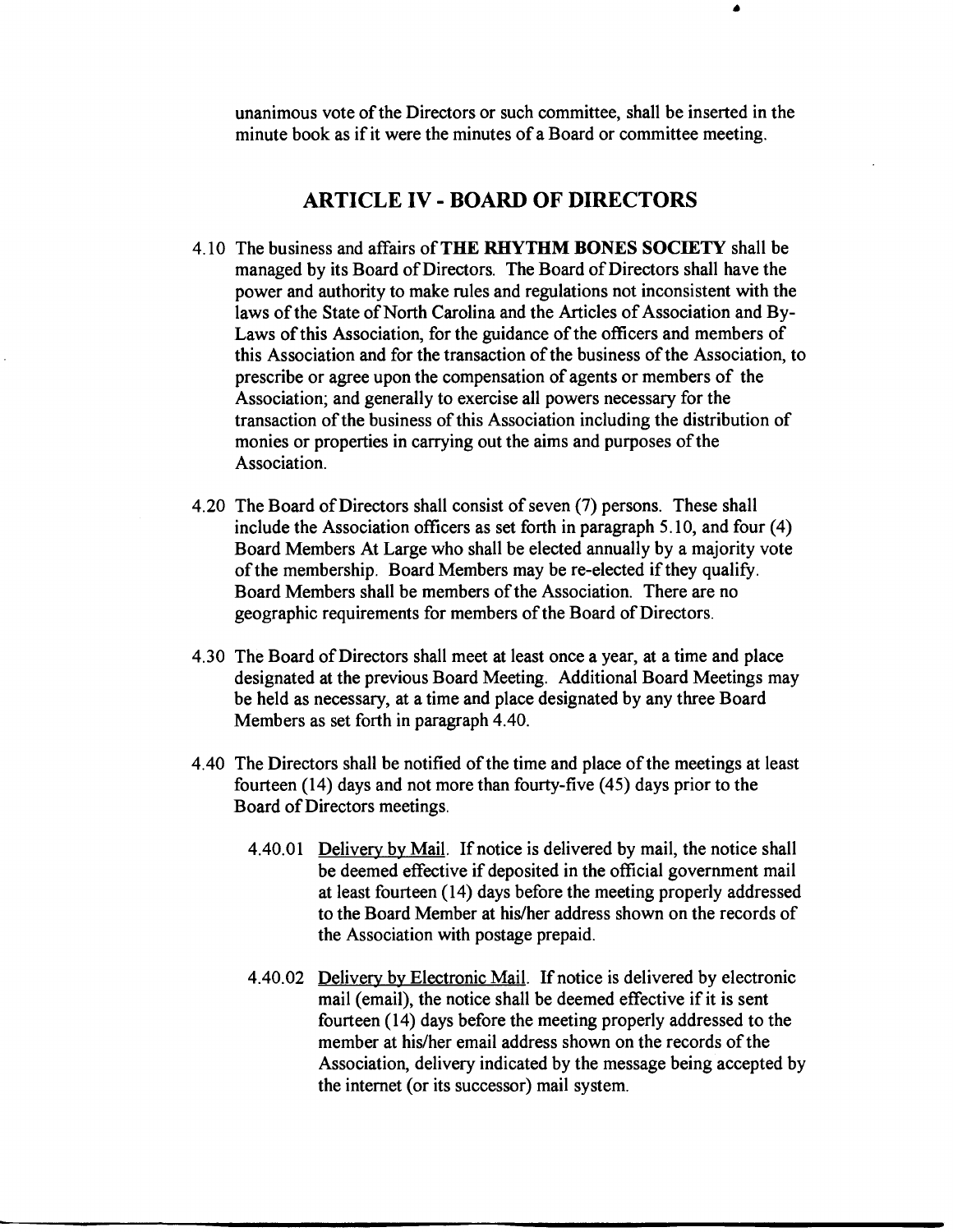unanimous vote of the Directors or such committee, shall be inserted in the minute book as if it were the minutes of a Board or committee meeting.

## ARTICLE IV - BOARD OF DIRECTORS

4.10 The business and affairs of **THE RHYTHM BONES SOCIETY** shall be managed by its Board of Directors. The Board of Directors shall have the power and authority to make rules and regulations not inconsistent with the laws of the State of North Carolina and the Articles of Association and By-Laws of this Association, for the guidance of the officers and members of this Association and for the transaction of the business of the Association, to prescribe or agree upon the compensation of agents or members of the Association; and generally to exercise all powers necessary for the transaction of the business of this Association including the distribution of monies or properties in carrying out the aims and purposes of the Association.

4.20 The Board of Directors shall consist of seven (7) persons. These shall include the Association officers as set forth in paragraph 5.10, and four (4) Board Members At Large who shall be elected annually by a majority vote of the membership. Board Members may be re-elected if they qualify. Board Members shall be members of the Association. There are no geographic requirements for members of the Board of Directors.

4.30 The Board of Directors shall meet at least once a year, at a time and place designated at the previous Board Meeting. Additional Board Meetings may be held as necessary, at a time and place designated by any three Board Members as set forth in paragraph 4.40.

4.40 The Directors shall be notified of the time and place of the meetings at least fourteen (14) days and not more than fourty-five (45) days prior to the Board of Directors meetings.

4.40.01 <u>Delivery by Mail</u>. If notice is delivered by mail, the notice shall be deemed effective if deposited in the official government mail at least fourteen (14) days before the meeting properly addressed to the Board Member at his/her address shown on the records of the Association with postage prepaid.

4.40.02 <u>Delivery by Electronic Mail</u>. If notice is delivered by electronic mail (email), the notice shall be deemed effective if it is sent fourteen (14) days before the meeting properly addressed to the member at his/her email address shown on the records of the Association, delivery indicated by the message being accepted by the internet (or its successor) mail system.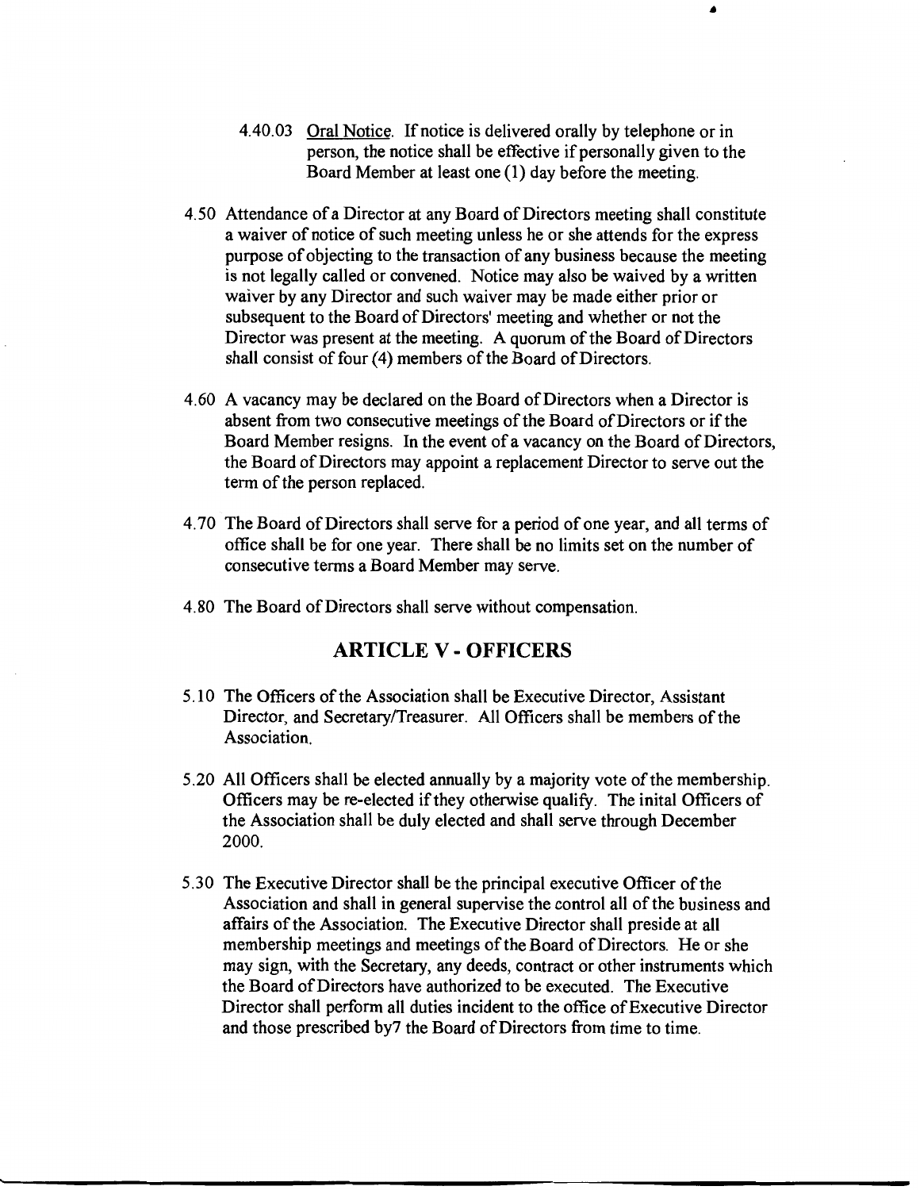4.40.03 Oral Notice. If notice is delivered orally by telephone or in person, the notice shall be effective if personally given to the Board Member at least one (1) day before the meeting.

4.50 Attendance of a Director at any Board of Directors meeting shall constitute a waiver of notice of such meeting unless he or she attends for the express purpose of objecting to the transaction of any business because the meeting is not legally called or convened. Notice may also be waived by a written waiver by any Director and such waiver may be made either prior or subsequent to the Board of Directors' meeting and whether or not the Director was present at the meeting. A quorum of the Board of Directors shall consist of four (4) members of the Board of Directors.

4.60 A vacancy may be declared on the Board of Directors when a Director is absent from two consecutive meetings of the Board of Directors or if the Board Member resigns. In the event of a vacancy on the Board of Directors, the Board of Directors may appoint a replacement Director to serve out the term of the person replaced.

4.70 The Board of Directors shall serve for a period of one year, and all terms of office shall be for one year. There shall be no limits set on the number of consecutive terms a Board Member may serve.

4.80 The Board of Directors shall serve without compensation.

## ARTICLE V - OFFICERS

5.10 The Officers of the Association shall be Executive Director, Assistant Director, and Secretary/Treasurer. All Officers shall be members of the Association.

5.20 All Officers shall be elected annually by a majority vote of the membership. Officers may be re-elected if they otherwise qualify. The inital Officers of the Association shall be duly elected and shall serve through December 2000.

5.30 The Executive Director shall be the principal executive Officer of the Association and shall in general supervise the control all of the business and affairs of the Association. The Executive Director shall preside at all membership meetings and meetings of the Board of Directors. He or she may sign, with the Secretary, any deeds, contract or other instruments which the Board of Directors have authorized to be executed. The Executive Director shall perform all duties incident to the office of Executive Director and those prescribed by7 the Board of Directors from time to time.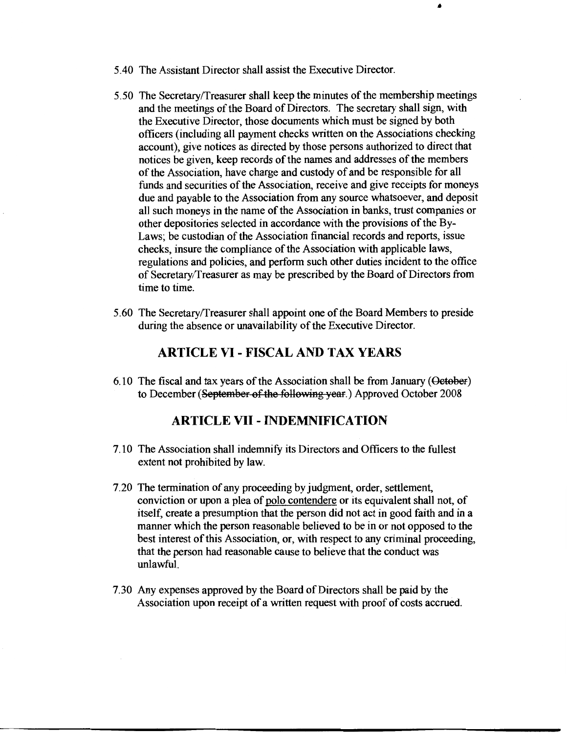5.40 The Assistant Director shall assist the Executive Director.

5.50 The Secretary/Treasurer shall keep the minutes of the membership meetings and the meetings of the Board of Directors. The secretary shall sign, with the Executive Director, those documents which must be signed by both officers (including all payment checks written on the Associations checking account), give notices as directed by those persons authorized to direct that notices be given, keep records of the names and addresses of the members of the Association, have charge and custody of and be responsible for all funds and securities of the Association, receive and give receipts for moneys due and payable to the Association from any source whatsoever, and deposit all such moneys in the name of the Association in banks, trust companies or other depositories selected in accordance with the provisions of the By-Laws; be custodian of the Association financial records and reports, issue checks, insure the compliance of the Association with applicable laws, regulations and policies, and perform such other duties incident to the office of Secretary/Treasurer as may be prescribed by the Board of Directors from time to time.

5.60 The Secretary/Treasurer shall appoint one of the Board Members to preside during the absence or unavailability of the Executive Director.

## ARTICLE VI - FISCAL AND TAX YEARS

6.10 The fiscal and tax years of the Association shall be from January (~~October~~) to December (~~September of the following year~~.) Approved October 2008

## ARTICLE VII - INDEMNIFICATION

7.10 The Association shall indemnify its Directors and Officers to the fullest extent not prohibited by law.

7.20 The termination of any proceeding by judgment, order, settlement, conviction or upon a plea of polo contendere or its equivalent shall not, of itself, create a presumption that the person did not act in good faith and in a manner which the person reasonable believed to be in or not opposed to the best interest of this Association, or, with respect to any criminal proceeding, that the person had reasonable cause to believe that the conduct was unlawful.

7.30 Any expenses approved by the Board of Directors shall be paid by the Association upon receipt of a written request with proof of costs accrued.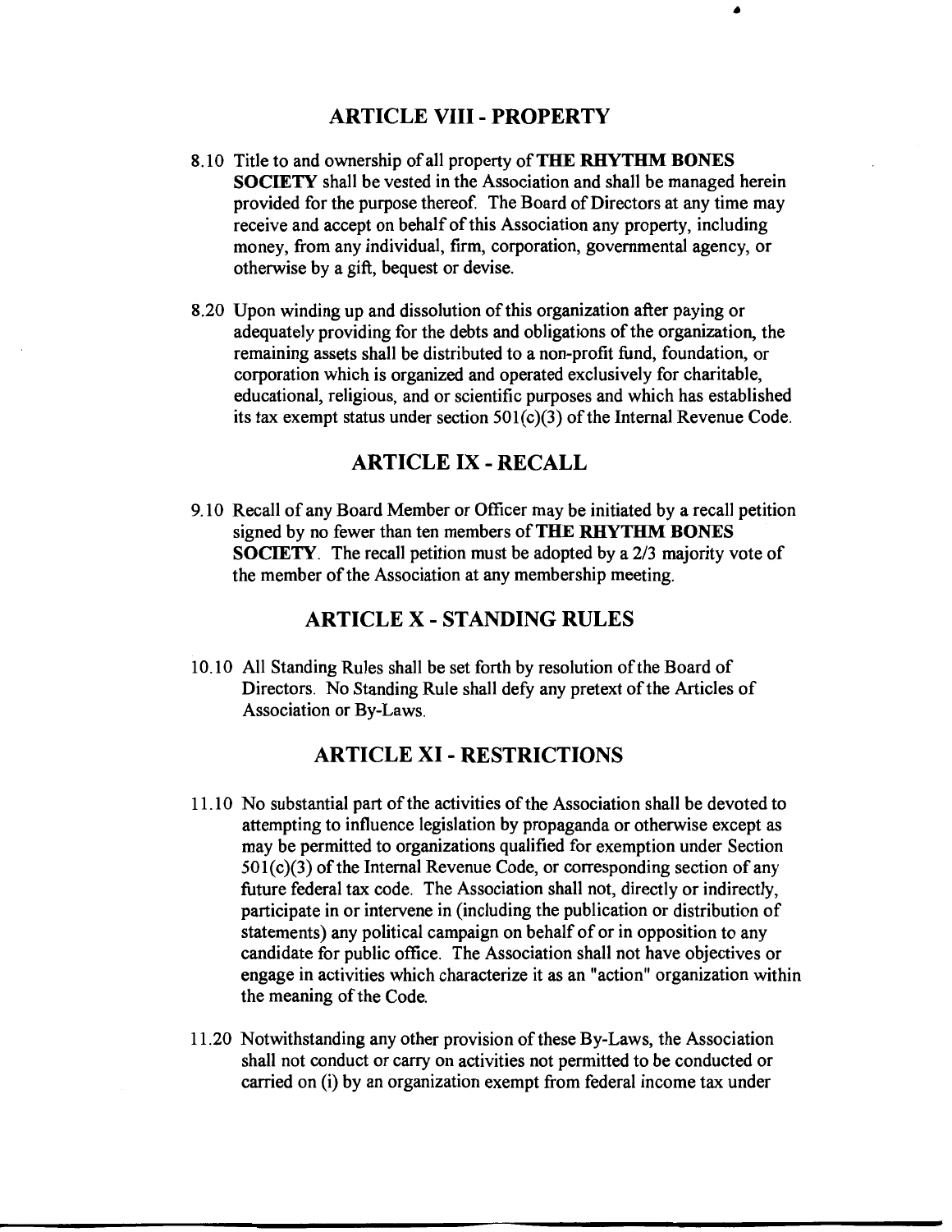## ARTICLE VIII - PROPERTY

8.10 Title to and ownership of all property of **THE RHYTHM BONES SOCIETY** shall be vested in the Association and shall be managed herein provided for the purpose thereof. The Board of Directors at any time may receive and accept on behalf of this Association any property, including money, from any individual, firm, corporation, governmental agency, or otherwise by a gift, bequest or devise.

8.20 Upon winding up and dissolution of this organization after paying or adequately providing for the debts and obligations of the organization, the remaining assets shall be distributed to a non-profit fund, foundation, or corporation which is organized and operated exclusively for charitable, educational, religious, and or scientific purposes and which has established its tax exempt status under section 501(c)(3) of the Internal Revenue Code.

## ARTICLE IX - RECALL

9.10 Recall of any Board Member or Officer may be initiated by a recall petition signed by no fewer than ten members of **THE RHYTHM BONES SOCIETY**. The recall petition must be adopted by a 2/3 majority vote of the member of the Association at any membership meeting.

## ARTICLE X - STANDING RULES

10.10 All Standing Rules shall be set forth by resolution of the Board of Directors. No Standing Rule shall defy any pretext of the Articles of Association or By-Laws.

## ARTICLE XI - RESTRICTIONS

11.10 No substantial part of the activities of the Association shall be devoted to attempting to influence legislation by propaganda or otherwise except as may be permitted to organizations qualified for exemption under Section 501(c)(3) of the Internal Revenue Code, or corresponding section of any future federal tax code. The Association shall not, directly or indirectly, participate in or intervene in (including the publication or distribution of statements) any political campaign on behalf of or in opposition to any candidate for public office. The Association shall not have objectives or engage in activities which characterize it as an "action" organization within the meaning of the Code.

11.20 Notwithstanding any other provision of these By-Laws, the Association shall not conduct or carry on activities not permitted to be conducted or carried on (i) by an organization exempt from federal income tax under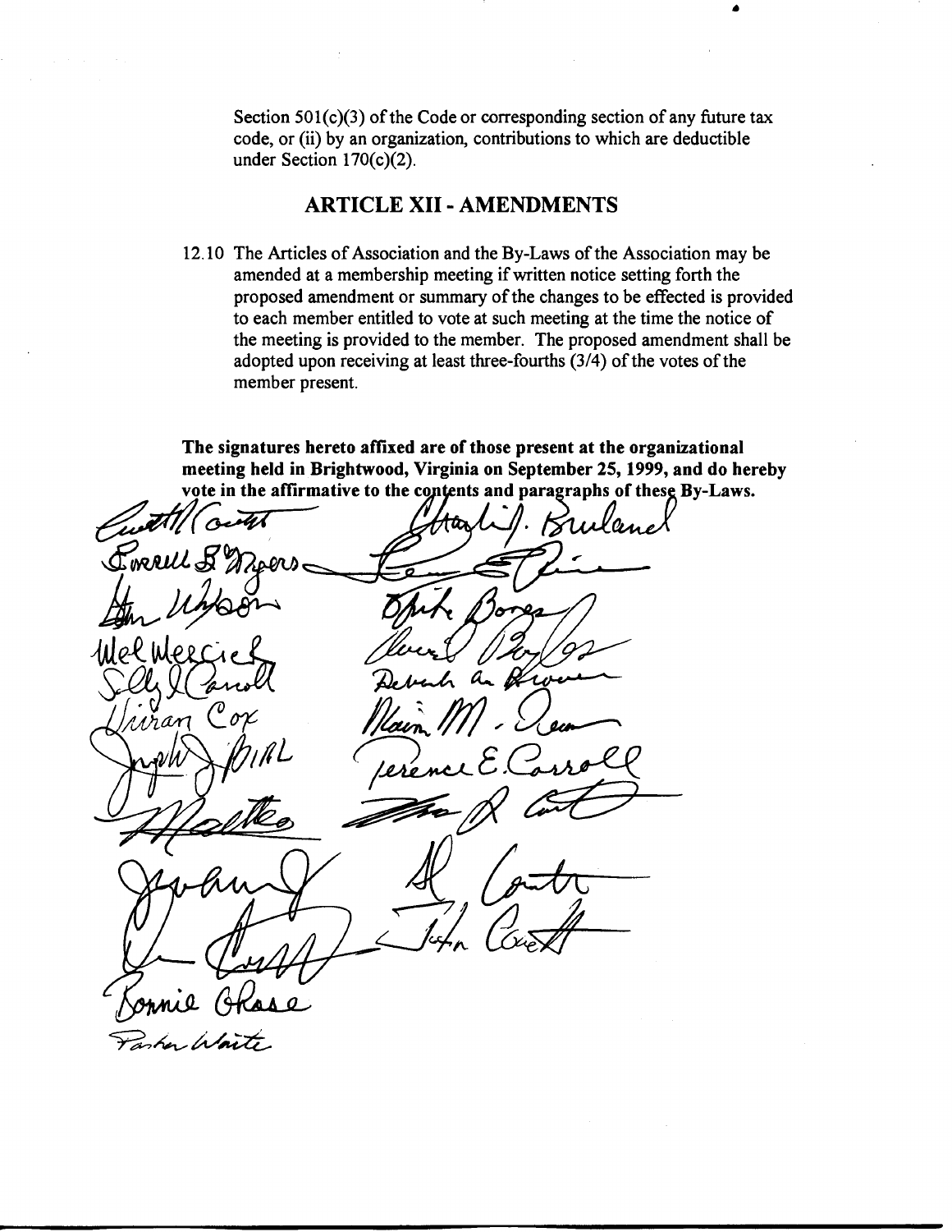Section 501(c)(3) of the Code or corresponding section of any future tax code, or (ii) by an organization, contributions to which are deductible under Section 170(c)(2).

## ARTICLE XII - AMENDMENTS

12.10 The Articles of Association and the By-Laws of the Association may be amended at a membership meeting if written notice setting forth the proposed amendment or summary of the changes to be effected is provided to each member entitled to vote at such meeting at the time the notice of the meeting is provided to the member. The proposed amendment shall be adopted upon receiving at least three-fourths (3/4) of the votes of the member present.

**The signatures hereto affixed are of those present at the organizational meeting held in Brightwood, Virginia on September 25, 1999, and do hereby vote in the affirmative to the contents and paragraphs of these By-Laws.**